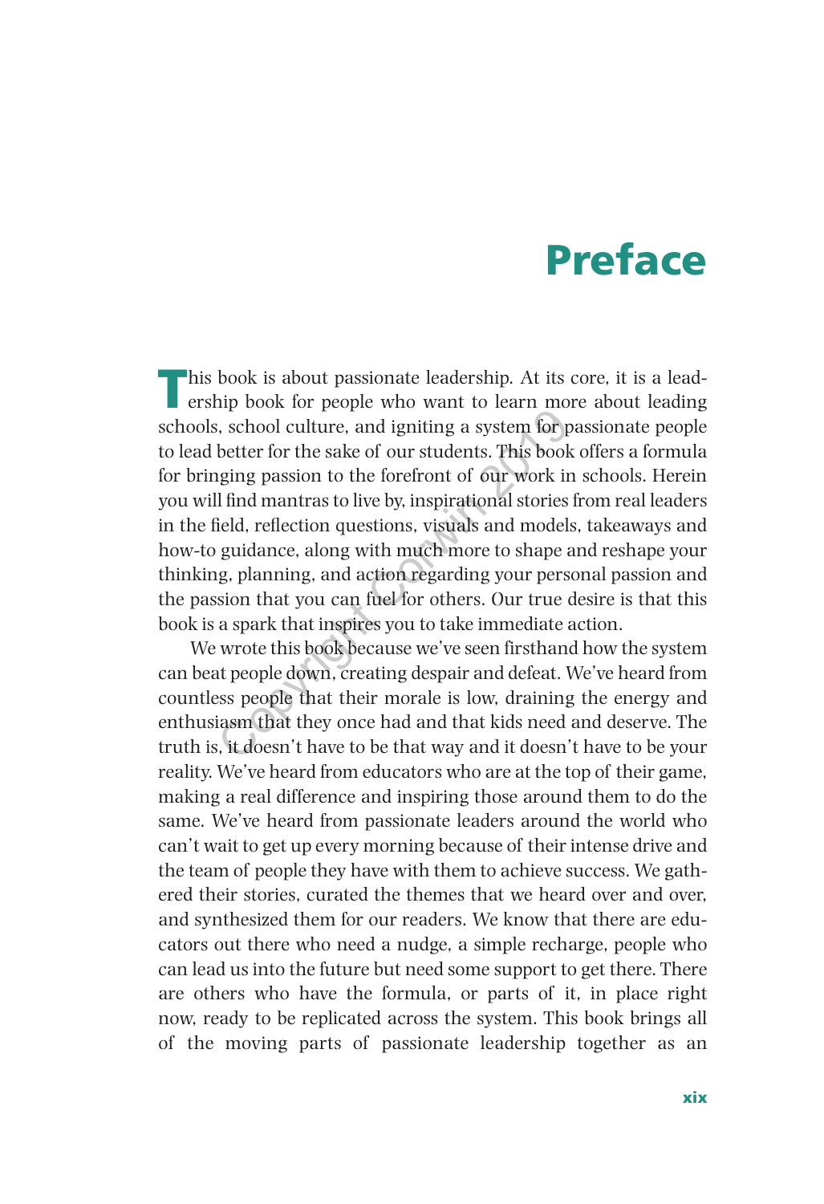# Preface

This book is about passionate leadership. At its core, it is a leadership book for people who want to learn more about leading schools, school culture, and igniting a system for passionate people to lead better for the sake of our students. This book offers a formula for bringing passion to the forefront of our work in schools. Herein you will find mantras to live by, inspirational stories from real leaders in the field, reflection questions, visuals and models, takeaways and how-to guidance, along with much more to shape and reshape your thinking, planning, and action regarding your personal passion and the passion that you can fuel for others. Our true desire is that this book is a spark that inspires you to take immediate action.

We wrote this book because we've seen firsthand how the system can beat people down, creating despair and defeat. We've heard from countless people that their morale is low, draining the energy and enthusiasm that they once had and that kids need and deserve. The truth is, it doesn't have to be that way and it doesn't have to be your reality. We've heard from educators who are at the top of their game, making a real difference and inspiring those around them to do the same. We've heard from passionate leaders around the world who can't wait to get up every morning because of their intense drive and the team of people they have with them to achieve success. We gathered their stories, curated the themes that we heard over and over, and synthesized them for our readers. We know that there are educators out there who need a nudge, a simple recharge, people who can lead us into the future but need some support to get there. There are others who have the formula, or parts of it, in place right now, ready to be replicated across the system. This book brings all of the moving parts of passionate leadership together as an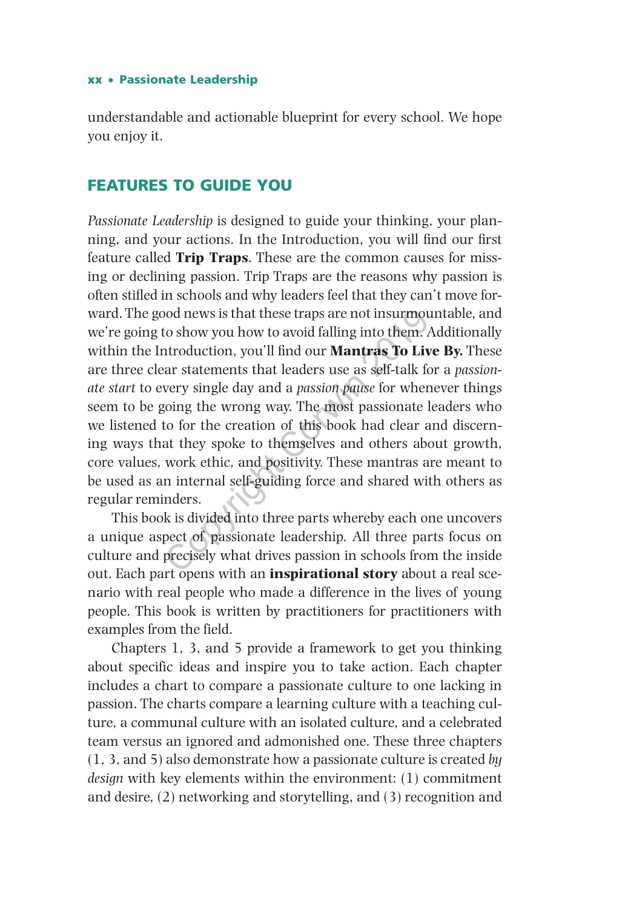understandable and actionable blueprint for every school. We hope you enjoy it.

## FEATURES TO GUIDE YOU

*Passionate Leadership* is designed to guide your thinking, your planning, and your actions. In the Introduction, you will find our first feature called **Trip Traps**. These are the common causes for missing or declining passion. Trip Traps are the reasons why passion is often stifled in schools and why leaders feel that they can't move forward. The good news is that these traps are not insurmountable, and we're going to show you how to avoid falling into them. Additionally within the Introduction, you'll find our **Mantras To Live By.** These are three clear statements that leaders use as self-talk for a *passionate start* to every single day and a *passion pause* for whenever things seem to be going the wrong way. The most passionate leaders who we listened to for the creation of this book had clear and discerning ways that they spoke to themselves and others about growth, core values, work ethic, and positivity. These mantras are meant to be used as an internal self-guiding force and shared with others as regular reminders.

This book is divided into three parts whereby each one uncovers a unique aspect of passionate leadership. All three parts focus on culture and precisely what drives passion in schools from the inside out. Each part opens with an **inspirational story** about a real scenario with real people who made a difference in the lives of young people. This book is written by practitioners for practitioners with examples from the field.

Chapters 1, 3, and 5 provide a framework to get you thinking about specific ideas and inspire you to take action. Each chapter includes a chart to compare a passionate culture to one lacking in passion. The charts compare a learning culture with a teaching culture, a communal culture with an isolated culture, and a celebrated team versus an ignored and admonished one. These three chapters (1, 3, and 5) also demonstrate how a passionate culture is created *by design* with key elements within the environment: (1) commitment and desire, (2) networking and storytelling, and (3) recognition and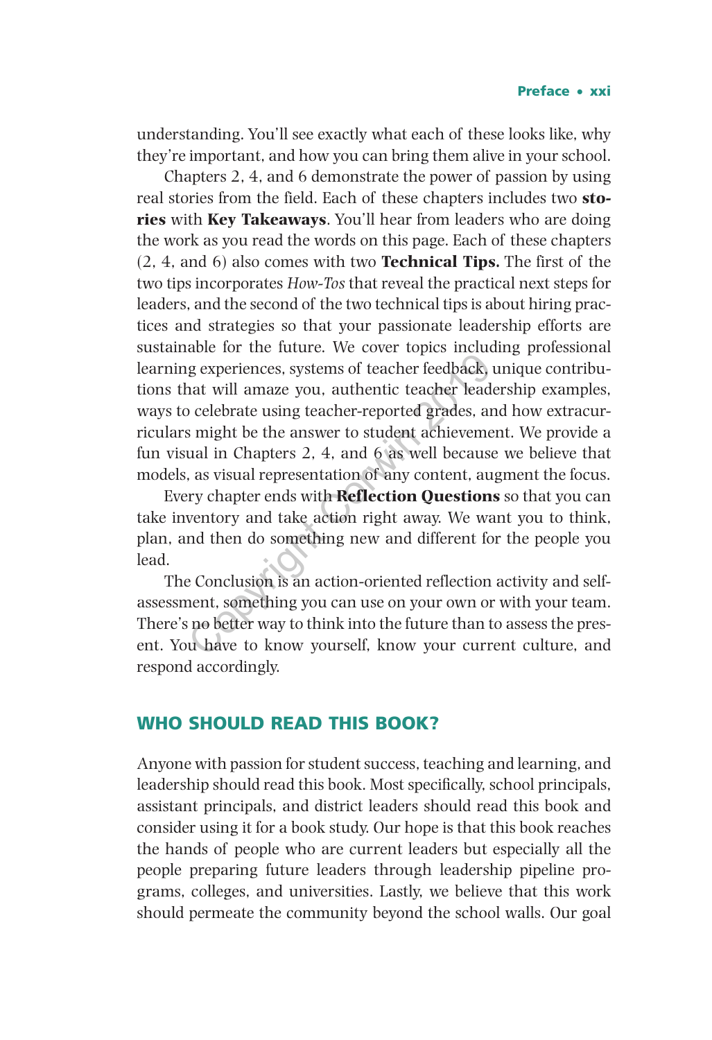understanding. You'll see exactly what each of these looks like, why they're important, and how you can bring them alive in your school.

Chapters 2, 4, and 6 demonstrate the power of passion by using real stories from the field. Each of these chapters includes two **stories** with **Key Takeaways**. You'll hear from leaders who are doing the work as you read the words on this page. Each of these chapters (2, 4, and 6) also comes with two **Technical Tips.** The first of the two tips incorporates *How-Tos* that reveal the practical next steps for leaders, and the second of the two technical tips is about hiring practices and strategies so that your passionate leadership efforts are sustainable for the future. We cover topics including professional learning experiences, systems of teacher feedback, unique contributions that will amaze you, authentic teacher leadership examples, ways to celebrate using teacher-reported grades, and how extracurriculars might be the answer to student achievement. We provide a fun visual in Chapters 2, 4, and 6 as well because we believe that models, as visual representation of any content, augment the focus.

Every chapter ends with **Reflection Questions** so that you can take inventory and take action right away. We want you to think, plan, and then do something new and different for the people you lead.

The Conclusion is an action-oriented reflection activity and self-assessment, something you can use on your own or with your team. There's no better way to think into the future than to assess the present. You have to know yourself, know your current culture, and respond accordingly.

## WHO SHOULD READ THIS BOOK?

Anyone with passion for student success, teaching and learning, and leadership should read this book. Most specifically, school principals, assistant principals, and district leaders should read this book and consider using it for a book study. Our hope is that this book reaches the hands of people who are current leaders but especially all the people preparing future leaders through leadership pipeline programs, colleges, and universities. Lastly, we believe that this work should permeate the community beyond the school walls. Our goal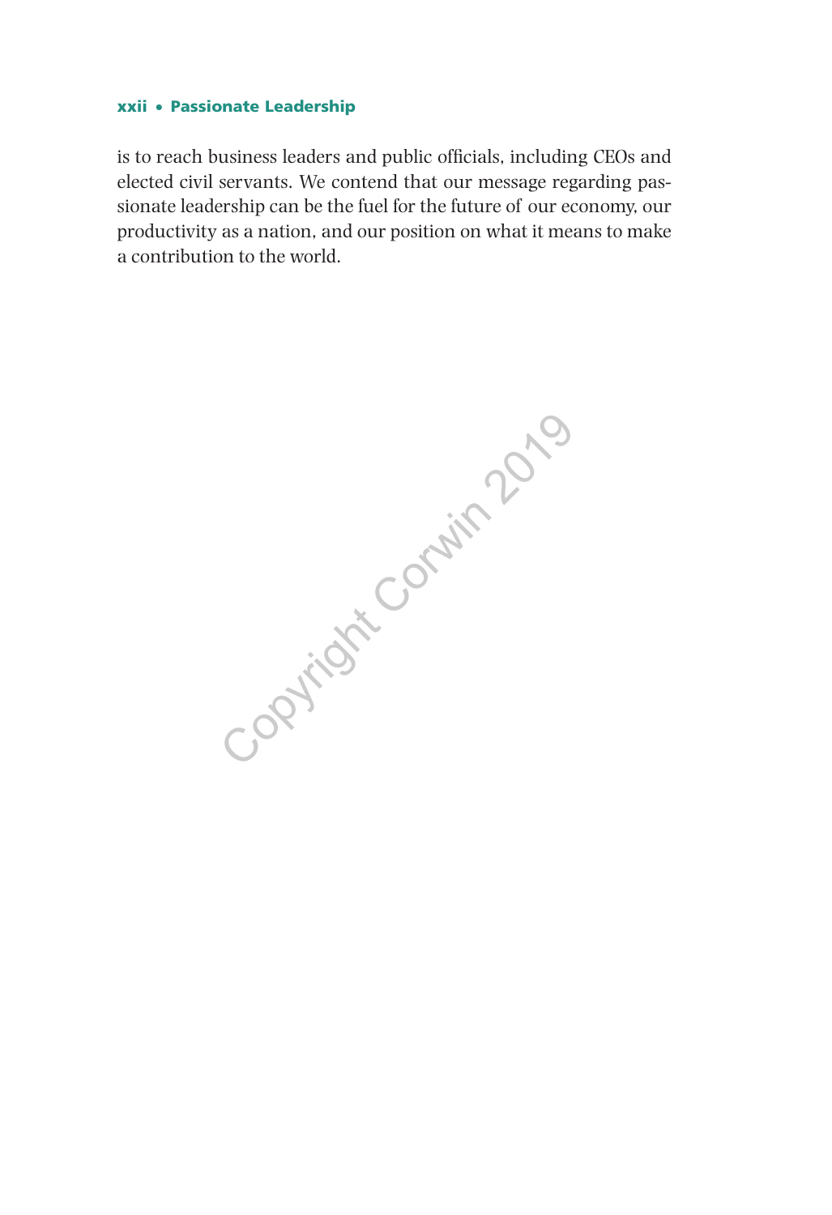is to reach business leaders and public officials, including CEOs and elected civil servants. We contend that our message regarding passionate leadership can be the fuel for the future of our economy, our productivity as a nation, and our position on what it means to make a contribution to the world.